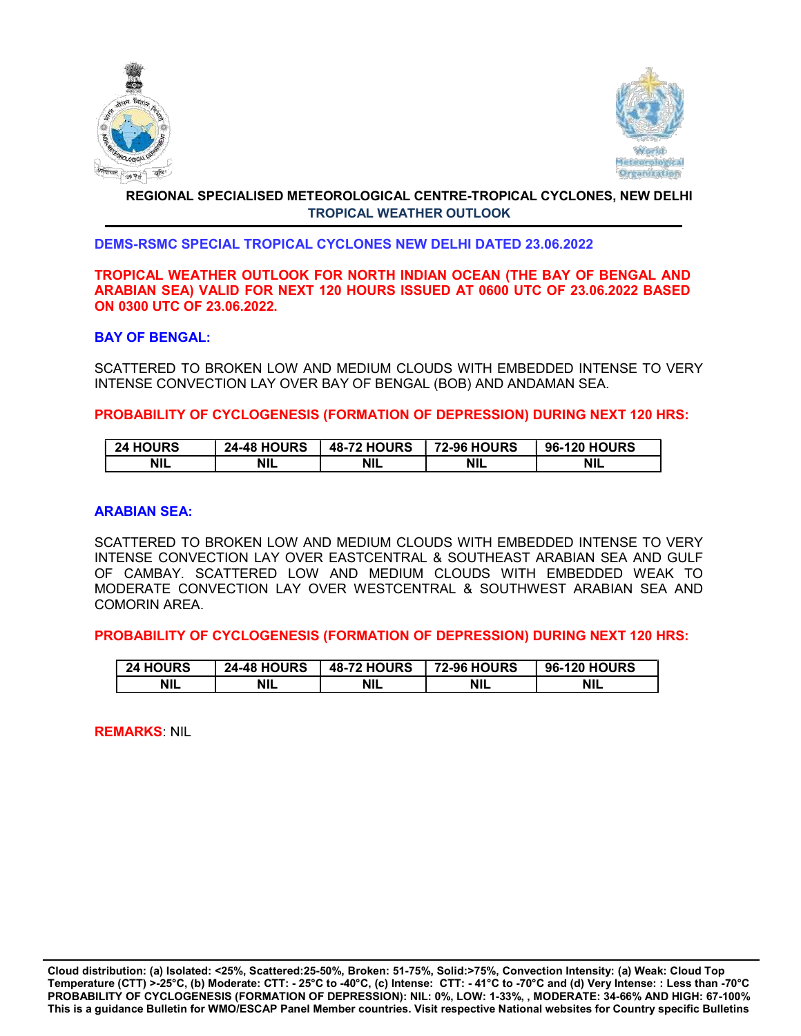# REGIONAL SPECIALISED METEOROLOGICAL CENTRE-TROPICAL CYCLONES, NEW DELHI

## TROPICAL WEATHER OUTLOOK

**DEMS-RSMC SPECIAL TROPICAL CYCLONES NEW DELHI DATED 23.06.2022**

**TROPICAL WEATHER OUTLOOK FOR NORTH INDIAN OCEAN (THE BAY OF BENGAL AND ARABIAN SEA) VALID FOR NEXT 120 HOURS ISSUED AT 0600 UTC OF 23.06.2022 BASED ON 0300 UTC OF 23.06.2022.**

**BAY OF BENGAL:**

SCATTERED TO BROKEN LOW AND MEDIUM CLOUDS WITH EMBEDDED INTENSE TO VERY INTENSE CONVECTION LAY OVER BAY OF BENGAL (BOB) AND ANDAMAN SEA.

**PROBABILITY OF CYCLOGENESIS (FORMATION OF DEPRESSION) DURING NEXT 120 HRS:**

| 24 HOURS | 24-48 HOURS | 48-72 HOURS | 72-96 HOURS | 96-120 HOURS |
|---|---|---|---|---|
| NIL | NIL | NIL | NIL | NIL |

**ARABIAN SEA:**

SCATTERED TO BROKEN LOW AND MEDIUM CLOUDS WITH EMBEDDED INTENSE TO VERY INTENSE CONVECTION LAY OVER EASTCENTRAL & SOUTHEAST ARABIAN SEA AND GULF OF CAMBAY. SCATTERED LOW AND MEDIUM CLOUDS WITH EMBEDDED WEAK TO MODERATE CONVECTION LAY OVER WESTCENTRAL & SOUTHWEST ARABIAN SEA AND COMORIN AREA.

**PROBABILITY OF CYCLOGENESIS (FORMATION OF DEPRESSION) DURING NEXT 120 HRS:**

| 24 HOURS | 24-48 HOURS | 48-72 HOURS | 72-96 HOURS | 96-120 HOURS |
|---|---|---|---|---|
| NIL | NIL | NIL | NIL | NIL |

**REMARKS**: NIL

**Cloud distribution: (a) Isolated: <25%, Scattered:25-50%, Broken: 51-75%, Solid:>75%, Convection Intensity: (a) Weak: Cloud Top Temperature (CTT) >-25°C, (b) Moderate: CTT: - 25°C to -40°C, (c) Intense: CTT: - 41°C to -70°C and (d) Very Intense: : Less than -70°C**
**PROBABILITY OF CYCLOGENESIS (FORMATION OF DEPRESSION): NIL: 0%, LOW: 1-33%, , MODERATE: 34-66% AND HIGH: 67-100%**
**This is a guidance Bulletin for WMO/ESCAP Panel Member countries. Visit respective National websites for Country specific Bulletins**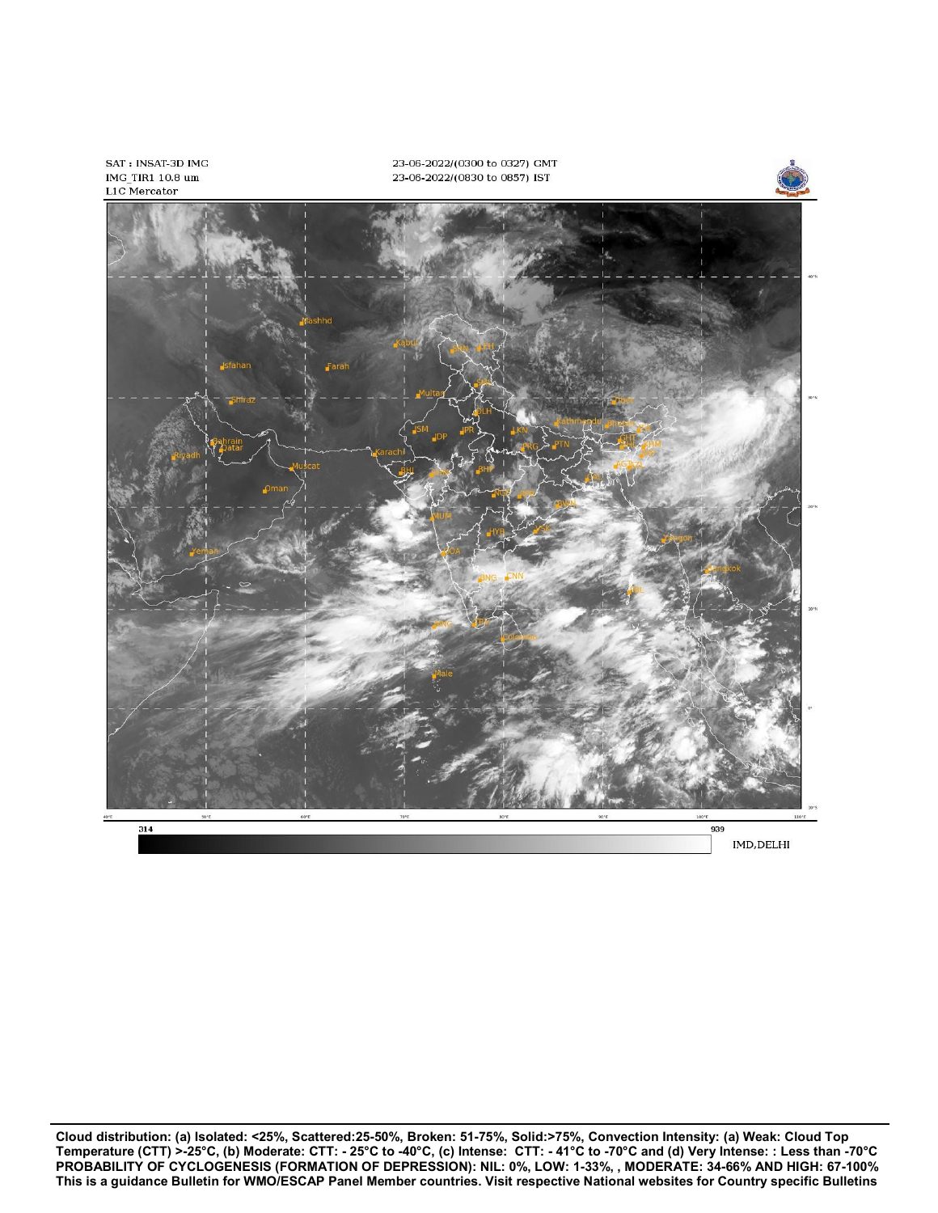SAT : INSAT-3D IMG
IMG_TIR1 10.8 um
L1C Mercator

23-06-2022/(0300 to 0327) GMT
23-06-2022/(0830 to 0857) IST

314

939

IMD,DELHI

**Cloud distribution: (a) Isolated: <25%, Scattered:25-50%, Broken: 51-75%, Solid:>75%, Convection Intensity: (a) Weak: Cloud Top Temperature (CTT) >-25°C, (b) Moderate: CTT: - 25°C to -40°C, (c) Intense: CTT: - 41°C to -70°C and (d) Very Intense: : Less than -70°C**
**PROBABILITY OF CYCLOGENESIS (FORMATION OF DEPRESSION): NIL: 0%, LOW: 1-33%, , MODERATE: 34-66% AND HIGH: 67-100%**
**This is a guidance Bulletin for WMO/ESCAP Panel Member countries. Visit respective National websites for Country specific Bulletins**